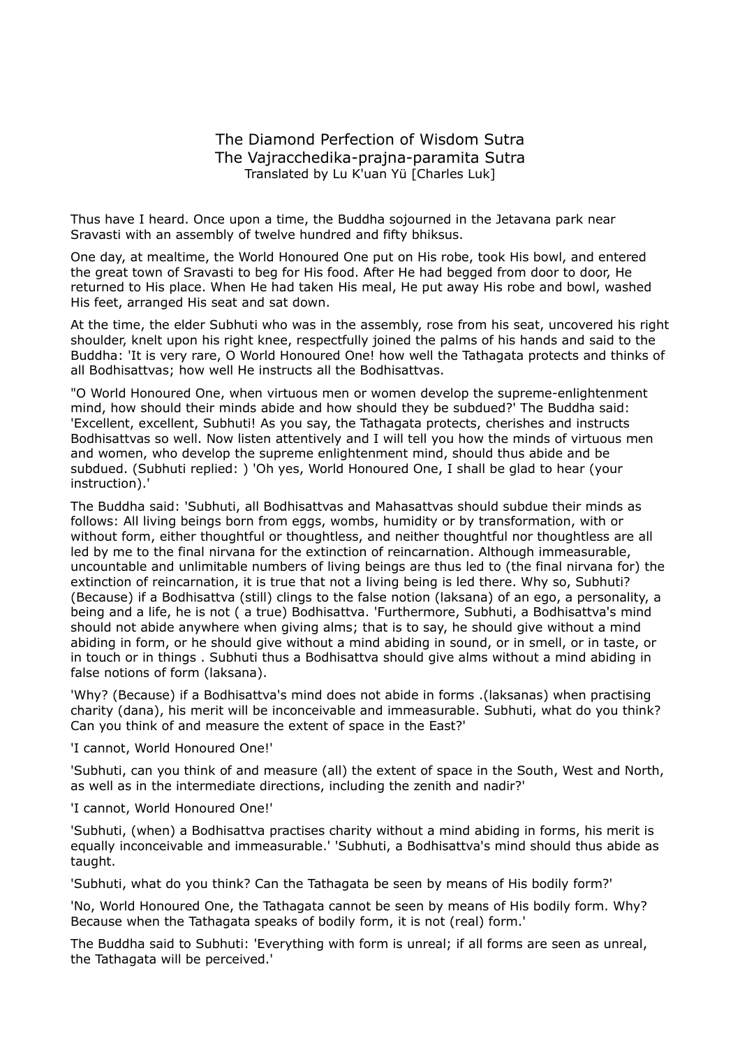# The Diamond Perfection of Wisdom Sutra
## The Vajracchedika-prajna-paramita Sutra
Translated by Lu K'uan Yü [Charles Luk]

Thus have I heard. Once upon a time, the Buddha sojourned in the Jetavana park near Sravasti with an assembly of twelve hundred and fifty bhiksus.

One day, at mealtime, the World Honoured One put on His robe, took His bowl, and entered the great town of Sravasti to beg for His food. After He had begged from door to door, He returned to His place. When He had taken His meal, He put away His robe and bowl, washed His feet, arranged His seat and sat down.

At the time, the elder Subhuti who was in the assembly, rose from his seat, uncovered his right shoulder, knelt upon his right knee, respectfully joined the palms of his hands and said to the Buddha: 'It is very rare, O World Honoured One! how well the Tathagata protects and thinks of all Bodhisattvas; how well He instructs all the Bodhisattvas.

"O World Honoured One, when virtuous men or women develop the supreme-enlightenment mind, how should their minds abide and how should they be subdued?' The Buddha said: 'Excellent, excellent, Subhuti! As you say, the Tathagata protects, cherishes and instructs Bodhisattvas so well. Now listen attentively and I will tell you how the minds of virtuous men and women, who develop the supreme enlightenment mind, should thus abide and be subdued. (Subhuti replied: ) 'Oh yes, World Honoured One, I shall be glad to hear (your instruction).'

The Buddha said: 'Subhuti, all Bodhisattvas and Mahasattvas should subdue their minds as follows: All living beings born from eggs, wombs, humidity or by transformation, with or without form, either thoughtful or thoughtless, and neither thoughtful nor thoughtless are all led by me to the final nirvana for the extinction of reincarnation. Although immeasurable, uncountable and unlimitable numbers of living beings are thus led to (the final nirvana for) the extinction of reincarnation, it is true that not a living being is led there. Why so, Subhuti? (Because) if a Bodhisattva (still) clings to the false notion (laksana) of an ego, a personality, a being and a life, he is not ( a true) Bodhisattva. 'Furthermore, Subhuti, a Bodhisattva's mind should not abide anywhere when giving alms; that is to say, he should give without a mind abiding in form, or he should give without a mind abiding in sound, or in smell, or in taste, or in touch or in things . Subhuti thus a Bodhisattva should give alms without a mind abiding in false notions of form (laksana).

'Why? (Because) if a Bodhisattva's mind does not abide in forms .(laksanas) when practising charity (dana), his merit will be inconceivable and immeasurable. Subhuti, what do you think? Can you think of and measure the extent of space in the East?'

'I cannot, World Honoured One!'

'Subhuti, can you think of and measure (all) the extent of space in the South, West and North, as well as in the intermediate directions, including the zenith and nadir?'

'I cannot, World Honoured One!'

'Subhuti, (when) a Bodhisattva practises charity without a mind abiding in forms, his merit is equally inconceivable and immeasurable.' 'Subhuti, a Bodhisattva's mind should thus abide as taught.

'Subhuti, what do you think? Can the Tathagata be seen by means of His bodily form?'

'No, World Honoured One, the Tathagata cannot be seen by means of His bodily form. Why? Because when the Tathagata speaks of bodily form, it is not (real) form.'

The Buddha said to Subhuti: 'Everything with form is unreal; if all forms are seen as unreal, the Tathagata will be perceived.'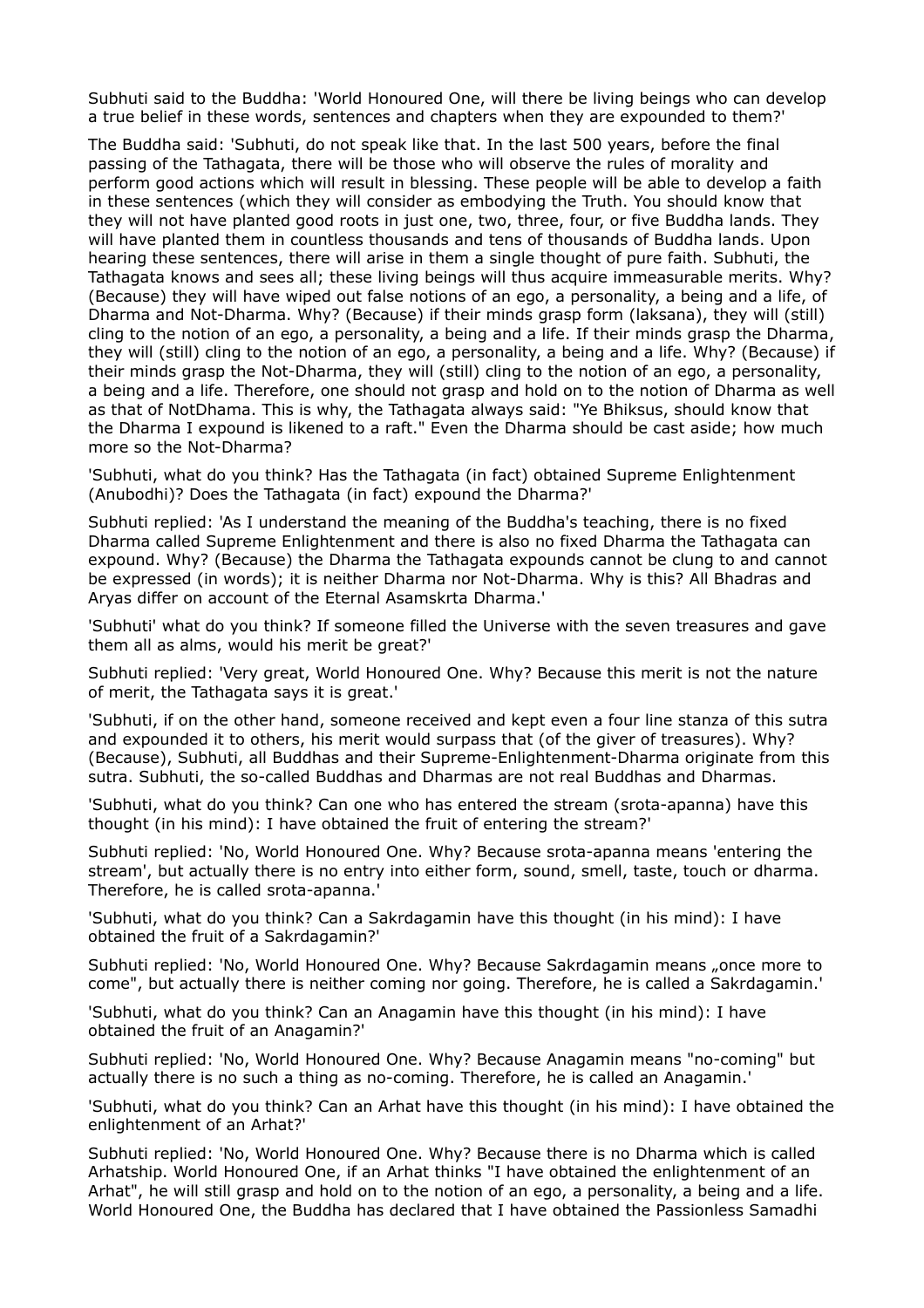Subhuti said to the Buddha: 'World Honoured One, will there be living beings who can develop a true belief in these words, sentences and chapters when they are expounded to them?'

The Buddha said: 'Subhuti, do not speak like that. In the last 500 years, before the final passing of the Tathagata, there will be those who will observe the rules of morality and perform good actions which will result in blessing. These people will be able to develop a faith in these sentences (which they will consider as embodying the Truth. You should know that they will not have planted good roots in just one, two, three, four, or five Buddha lands. They will have planted them in countless thousands and tens of thousands of Buddha lands. Upon hearing these sentences, there will arise in them a single thought of pure faith. Subhuti, the Tathagata knows and sees all; these living beings will thus acquire immeasurable merits. Why? (Because) they will have wiped out false notions of an ego, a personality, a being and a life, of Dharma and Not-Dharma. Why? (Because) if their minds grasp form (laksana), they will (still) cling to the notion of an ego, a personality, a being and a life. If their minds grasp the Dharma, they will (still) cling to the notion of an ego, a personality, a being and a life. Why? (Because) if their minds grasp the Not-Dharma, they will (still) cling to the notion of an ego, a personality, a being and a life. Therefore, one should not grasp and hold on to the notion of Dharma as well as that of NotDhama. This is why, the Tathagata always said: "Ye Bhiksus, should know that the Dharma I expound is likened to a raft." Even the Dharma should be cast aside; how much more so the Not-Dharma?

'Subhuti, what do you think? Has the Tathagata (in fact) obtained Supreme Enlightenment (Anubodhi)? Does the Tathagata (in fact) expound the Dharma?'

Subhuti replied: 'As I understand the meaning of the Buddha's teaching, there is no fixed Dharma called Supreme Enlightenment and there is also no fixed Dharma the Tathagata can expound. Why? (Because) the Dharma the Tathagata expounds cannot be clung to and cannot be expressed (in words); it is neither Dharma nor Not-Dharma. Why is this? All Bhadras and Aryas differ on account of the Eternal Asamskrta Dharma.'

'Subhuti' what do you think? If someone filled the Universe with the seven treasures and gave them all as alms, would his merit be great?'

Subhuti replied: 'Very great, World Honoured One. Why? Because this merit is not the nature of merit, the Tathagata says it is great.'

'Subhuti, if on the other hand, someone received and kept even a four line stanza of this sutra and expounded it to others, his merit would surpass that (of the giver of treasures). Why? (Because), Subhuti, all Buddhas and their Supreme-Enlightenment-Dharma originate from this sutra. Subhuti, the so-called Buddhas and Dharmas are not real Buddhas and Dharmas.

'Subhuti, what do you think? Can one who has entered the stream (srota-apanna) have this thought (in his mind): I have obtained the fruit of entering the stream?'

Subhuti replied: 'No, World Honoured One. Why? Because srota-apanna means 'entering the stream', but actually there is no entry into either form, sound, smell, taste, touch or dharma. Therefore, he is called srota-apanna.'

'Subhuti, what do you think? Can a Sakrdagamin have this thought (in his mind): I have obtained the fruit of a Sakrdagamin?'

Subhuti replied: 'No, World Honoured One. Why? Because Sakrdagamin means „once more to come", but actually there is neither coming nor going. Therefore, he is called a Sakrdagamin.'

'Subhuti, what do you think? Can an Anagamin have this thought (in his mind): I have obtained the fruit of an Anagamin?'

Subhuti replied: 'No, World Honoured One. Why? Because Anagamin means "no-coming" but actually there is no such a thing as no-coming. Therefore, he is called an Anagamin.'

'Subhuti, what do you think? Can an Arhat have this thought (in his mind): I have obtained the enlightenment of an Arhat?'

Subhuti replied: 'No, World Honoured One. Why? Because there is no Dharma which is called Arhatship. World Honoured One, if an Arhat thinks "I have obtained the enlightenment of an Arhat", he will still grasp and hold on to the notion of an ego, a personality, a being and a life. World Honoured One, the Buddha has declared that I have obtained the Passionless Samadhi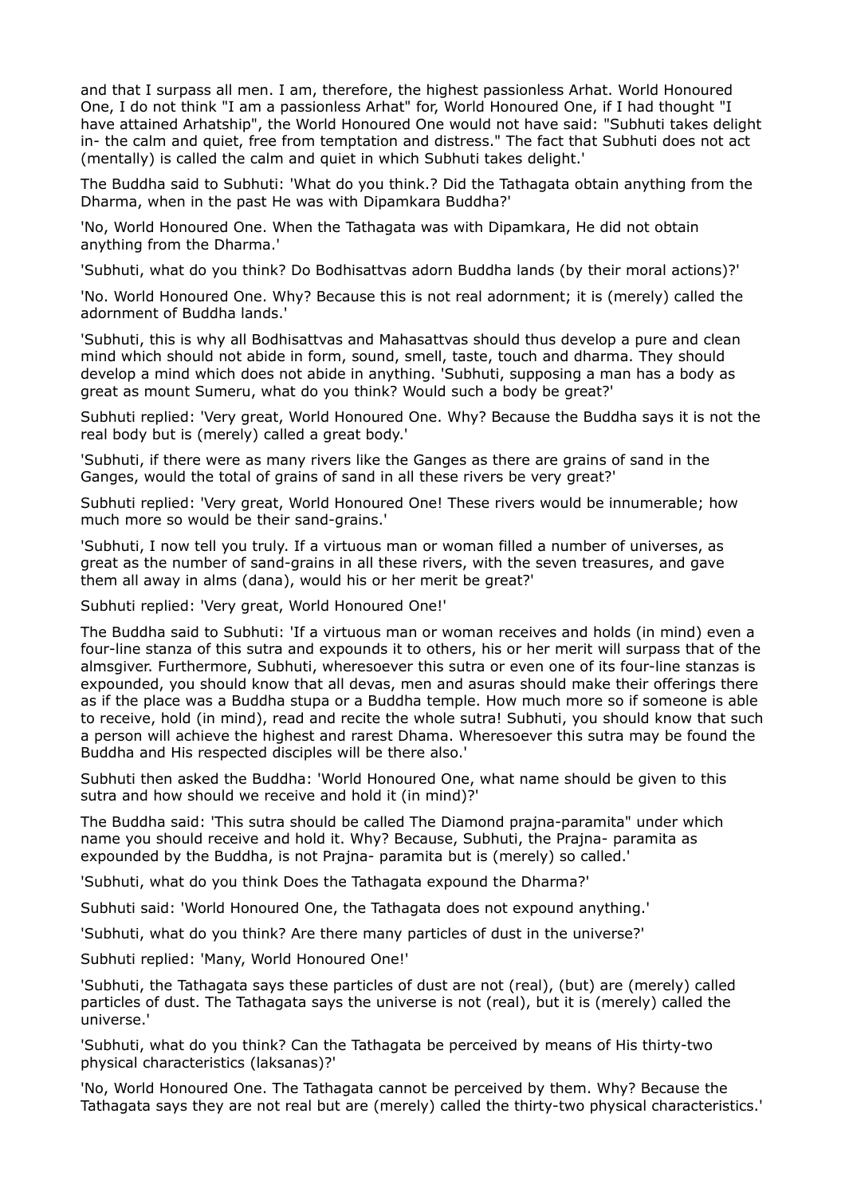and that I surpass all men. I am, therefore, the highest passionless Arhat. World Honoured One, I do not think "I am a passionless Arhat" for, World Honoured One, if I had thought "I have attained Arhatship", the World Honoured One would not have said: "Subhuti takes delight in- the calm and quiet, free from temptation and distress." The fact that Subhuti does not act (mentally) is called the calm and quiet in which Subhuti takes delight.'

The Buddha said to Subhuti: 'What do you think.? Did the Tathagata obtain anything from the Dharma, when in the past He was with Dipamkara Buddha?'

'No, World Honoured One. When the Tathagata was with Dipamkara, He did not obtain anything from the Dharma.'

'Subhuti, what do you think? Do Bodhisattvas adorn Buddha lands (by their moral actions)?'

'No. World Honoured One. Why? Because this is not real adornment; it is (merely) called the adornment of Buddha lands.'

'Subhuti, this is why all Bodhisattvas and Mahasattvas should thus develop a pure and clean mind which should not abide in form, sound, smell, taste, touch and dharma. They should develop a mind which does not abide in anything. 'Subhuti, supposing a man has a body as great as mount Sumeru, what do you think? Would such a body be great?'

Subhuti replied: 'Very great, World Honoured One. Why? Because the Buddha says it is not the real body but is (merely) called a great body.'

'Subhuti, if there were as many rivers like the Ganges as there are grains of sand in the Ganges, would the total of grains of sand in all these rivers be very great?'

Subhuti replied: 'Very great, World Honoured One! These rivers would be innumerable; how much more so would be their sand-grains.'

'Subhuti, I now tell you truly. If a virtuous man or woman filled a number of universes, as great as the number of sand-grains in all these rivers, with the seven treasures, and gave them all away in alms (dana), would his or her merit be great?'

Subhuti replied: 'Very great, World Honoured One!'

The Buddha said to Subhuti: 'If a virtuous man or woman receives and holds (in mind) even a four-line stanza of this sutra and expounds it to others, his or her merit will surpass that of the almsgiver. Furthermore, Subhuti, wheresoever this sutra or even one of its four-line stanzas is expounded, you should know that all devas, men and asuras should make their offerings there as if the place was a Buddha stupa or a Buddha temple. How much more so if someone is able to receive, hold (in mind), read and recite the whole sutra! Subhuti, you should know that such a person will achieve the highest and rarest Dhama. Wheresoever this sutra may be found the Buddha and His respected disciples will be there also.'

Subhuti then asked the Buddha: 'World Honoured One, what name should be given to this sutra and how should we receive and hold it (in mind)?'

The Buddha said: 'This sutra should be called The Diamond prajna-paramita" under which name you should receive and hold it. Why? Because, Subhuti, the Prajna- paramita as expounded by the Buddha, is not Prajna- paramita but is (merely) so called.'

'Subhuti, what do you think Does the Tathagata expound the Dharma?'

Subhuti said: 'World Honoured One, the Tathagata does not expound anything.'

'Subhuti, what do you think? Are there many particles of dust in the universe?'

Subhuti replied: 'Many, World Honoured One!'

'Subhuti, the Tathagata says these particles of dust are not (real), (but) are (merely) called particles of dust. The Tathagata says the universe is not (real), but it is (merely) called the universe.'

'Subhuti, what do you think? Can the Tathagata be perceived by means of His thirty-two physical characteristics (laksanas)?'

'No, World Honoured One. The Tathagata cannot be perceived by them. Why? Because the Tathagata says they are not real but are (merely) called the thirty-two physical characteristics.'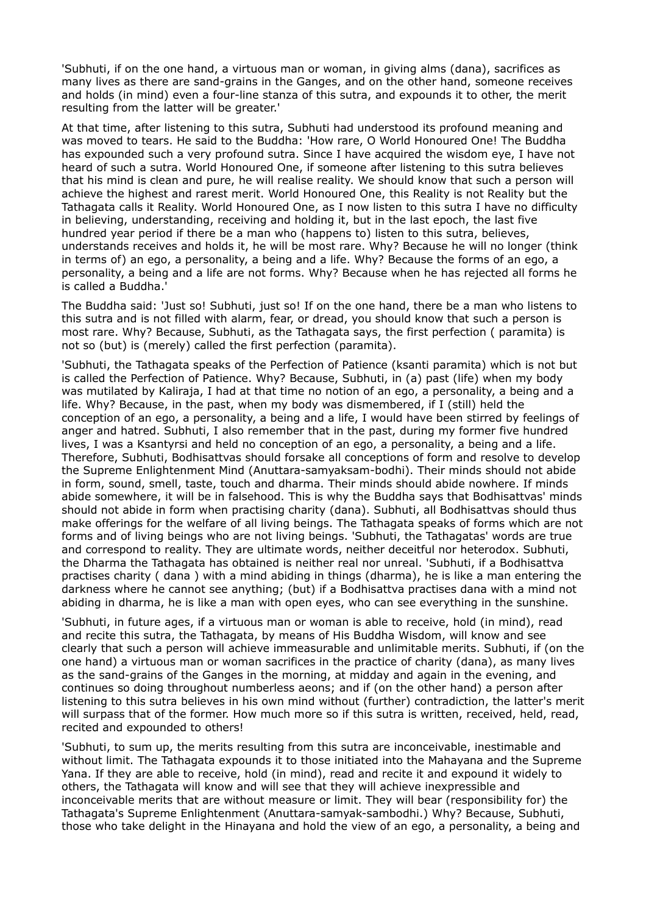'Subhuti, if on the one hand, a virtuous man or woman, in giving alms (dana), sacrifices as many lives as there are sand-grains in the Ganges, and on the other hand, someone receives and holds (in mind) even a four-line stanza of this sutra, and expounds it to other, the merit resulting from the latter will be greater.'

At that time, after listening to this sutra, Subhuti had understood its profound meaning and was moved to tears. He said to the Buddha: 'How rare, O World Honoured One! The Buddha has expounded such a very profound sutra. Since I have acquired the wisdom eye, I have not heard of such a sutra. World Honoured One, if someone after listening to this sutra believes that his mind is clean and pure, he will realise reality. We should know that such a person will achieve the highest and rarest merit. World Honoured One, this Reality is not Reality but the Tathagata calls it Reality. World Honoured One, as I now listen to this sutra I have no difficulty in believing, understanding, receiving and holding it, but in the last epoch, the last five hundred year period if there be a man who (happens to) listen to this sutra, believes, understands receives and holds it, he will be most rare. Why? Because he will no longer (think in terms of) an ego, a personality, a being and a life. Why? Because the forms of an ego, a personality, a being and a life are not forms. Why? Because when he has rejected all forms he is called a Buddha.'

The Buddha said: 'Just so! Subhuti, just so! If on the one hand, there be a man who listens to this sutra and is not filled with alarm, fear, or dread, you should know that such a person is most rare. Why? Because, Subhuti, as the Tathagata says, the first perfection ( paramita) is not so (but) is (merely) called the first perfection (paramita).

'Subhuti, the Tathagata speaks of the Perfection of Patience (ksanti paramita) which is not but is called the Perfection of Patience. Why? Because, Subhuti, in (a) past (life) when my body was mutilated by Kaliraja, I had at that time no notion of an ego, a personality, a being and a life. Why? Because, in the past, when my body was dismembered, if I (still) held the conception of an ego, a personality, a being and a life, I would have been stirred by feelings of anger and hatred. Subhuti, I also remember that in the past, during my former five hundred lives, I was a Ksantyrsi and held no conception of an ego, a personality, a being and a life. Therefore, Subhuti, Bodhisattvas should forsake all conceptions of form and resolve to develop the Supreme Enlightenment Mind (Anuttara-samyaksam-bodhi). Their minds should not abide in form, sound, smell, taste, touch and dharma. Their minds should abide nowhere. If minds abide somewhere, it will be in falsehood. This is why the Buddha says that Bodhisattvas' minds should not abide in form when practising charity (dana). Subhuti, all Bodhisattvas should thus make offerings for the welfare of all living beings. The Tathagata speaks of forms which are not forms and of living beings who are not living beings. 'Subhuti, the Tathagatas' words are true and correspond to reality. They are ultimate words, neither deceitful nor heterodox. Subhuti, the Dharma the Tathagata has obtained is neither real nor unreal. 'Subhuti, if a Bodhisattva practises charity ( dana ) with a mind abiding in things (dharma), he is like a man entering the darkness where he cannot see anything; (but) if a Bodhisattva practises dana with a mind not abiding in dharma, he is like a man with open eyes, who can see everything in the sunshine.

'Subhuti, in future ages, if a virtuous man or woman is able to receive, hold (in mind), read and recite this sutra, the Tathagata, by means of His Buddha Wisdom, will know and see clearly that such a person will achieve immeasurable and unlimitable merits. Subhuti, if (on the one hand) a virtuous man or woman sacrifices in the practice of charity (dana), as many lives as the sand-grains of the Ganges in the morning, at midday and again in the evening, and continues so doing throughout numberless aeons; and if (on the other hand) a person after listening to this sutra believes in his own mind without (further) contradiction, the latter's merit will surpass that of the former. How much more so if this sutra is written, received, held, read, recited and expounded to others!

'Subhuti, to sum up, the merits resulting from this sutra are inconceivable, inestimable and without limit. The Tathagata expounds it to those initiated into the Mahayana and the Supreme Yana. If they are able to receive, hold (in mind), read and recite it and expound it widely to others, the Tathagata will know and will see that they will achieve inexpressible and inconceivable merits that are without measure or limit. They will bear (responsibility for) the Tathagata's Supreme Enlightenment (Anuttara-samyak-sambodhi.) Why? Because, Subhuti, those who take delight in the Hinayana and hold the view of an ego, a personality, a being and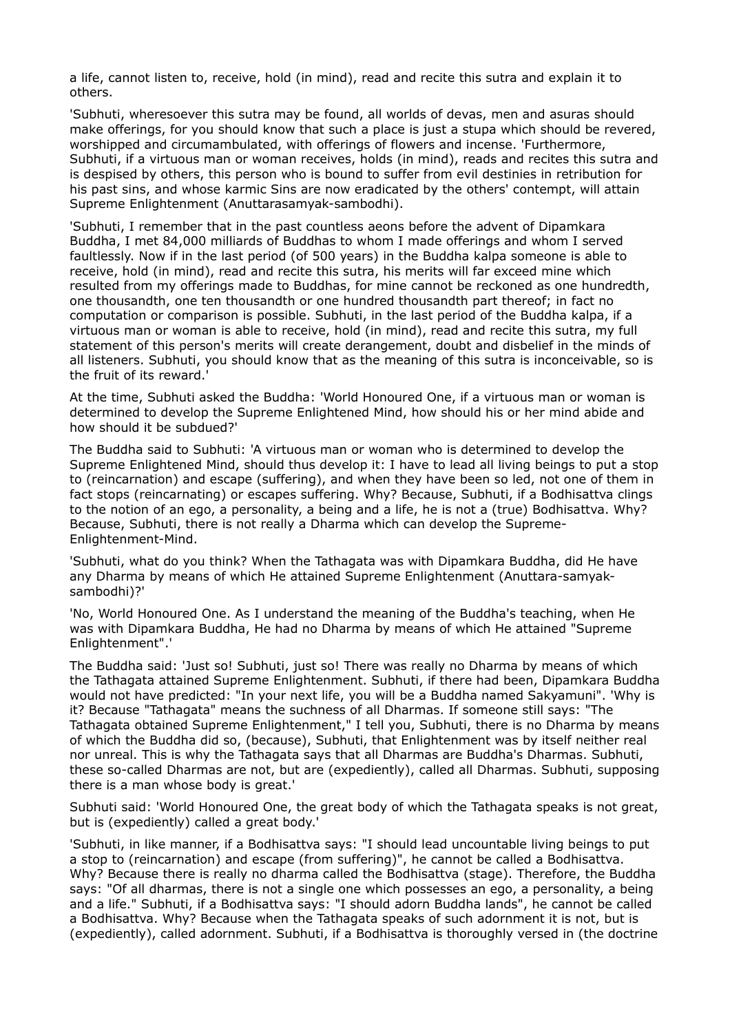a life, cannot listen to, receive, hold (in mind), read and recite this sutra and explain it to others.

'Subhuti, wheresoever this sutra may be found, all worlds of devas, men and asuras should make offerings, for you should know that such a place is just a stupa which should be revered, worshipped and circumambulated, with offerings of flowers and incense. 'Furthermore, Subhuti, if a virtuous man or woman receives, holds (in mind), reads and recites this sutra and is despised by others, this person who is bound to suffer from evil destinies in retribution for his past sins, and whose karmic Sins are now eradicated by the others' contempt, will attain Supreme Enlightenment (Anuttarasamyak-sambodhi).

'Subhuti, I remember that in the past countless aeons before the advent of Dipamkara Buddha, I met 84,000 milliards of Buddhas to whom I made offerings and whom I served faultlessly. Now if in the last period (of 500 years) in the Buddha kalpa someone is able to receive, hold (in mind), read and recite this sutra, his merits will far exceed mine which resulted from my offerings made to Buddhas, for mine cannot be reckoned as one hundredth, one thousandth, one ten thousandth or one hundred thousandth part thereof; in fact no computation or comparison is possible. Subhuti, in the last period of the Buddha kalpa, if a virtuous man or woman is able to receive, hold (in mind), read and recite this sutra, my full statement of this person's merits will create derangement, doubt and disbelief in the minds of all listeners. Subhuti, you should know that as the meaning of this sutra is inconceivable, so is the fruit of its reward.'

At the time, Subhuti asked the Buddha: 'World Honoured One, if a virtuous man or woman is determined to develop the Supreme Enlightened Mind, how should his or her mind abide and how should it be subdued?'

The Buddha said to Subhuti: 'A virtuous man or woman who is determined to develop the Supreme Enlightened Mind, should thus develop it: I have to lead all living beings to put a stop to (reincarnation) and escape (suffering), and when they have been so led, not one of them in fact stops (reincarnating) or escapes suffering. Why? Because, Subhuti, if a Bodhisattva clings to the notion of an ego, a personality, a being and a life, he is not a (true) Bodhisattva. Why? Because, Subhuti, there is not really a Dharma which can develop the Supreme-Enlightenment-Mind.

'Subhuti, what do you think? When the Tathagata was with Dipamkara Buddha, did He have any Dharma by means of which He attained Supreme Enlightenment (Anuttara-samyak-sambodhi)?'

'No, World Honoured One. As I understand the meaning of the Buddha's teaching, when He was with Dipamkara Buddha, He had no Dharma by means of which He attained "Supreme Enlightenment".'

The Buddha said: 'Just so! Subhuti, just so! There was really no Dharma by means of which the Tathagata attained Supreme Enlightenment. Subhuti, if there had been, Dipamkara Buddha would not have predicted: "In your next life, you will be a Buddha named Sakyamuni". 'Why is it? Because "Tathagata" means the suchness of all Dharmas. If someone still says: "The Tathagata obtained Supreme Enlightenment," I tell you, Subhuti, there is no Dharma by means of which the Buddha did so, (because), Subhuti, that Enlightenment was by itself neither real nor unreal. This is why the Tathagata says that all Dharmas are Buddha's Dharmas. Subhuti, these so-called Dharmas are not, but are (expediently), called all Dharmas. Subhuti, supposing there is a man whose body is great.'

Subhuti said: 'World Honoured One, the great body of which the Tathagata speaks is not great, but is (expediently) called a great body.'

'Subhuti, in like manner, if a Bodhisattva says: "I should lead uncountable living beings to put a stop to (reincarnation) and escape (from suffering)", he cannot be called a Bodhisattva. Why? Because there is really no dharma called the Bodhisattva (stage). Therefore, the Buddha says: "Of all dharmas, there is not a single one which possesses an ego, a personality, a being and a life." Subhuti, if a Bodhisattva says: "I should adorn Buddha lands", he cannot be called a Bodhisattva. Why? Because when the Tathagata speaks of such adornment it is not, but is (expediently), called adornment. Subhuti, if a Bodhisattva is thoroughly versed in (the doctrine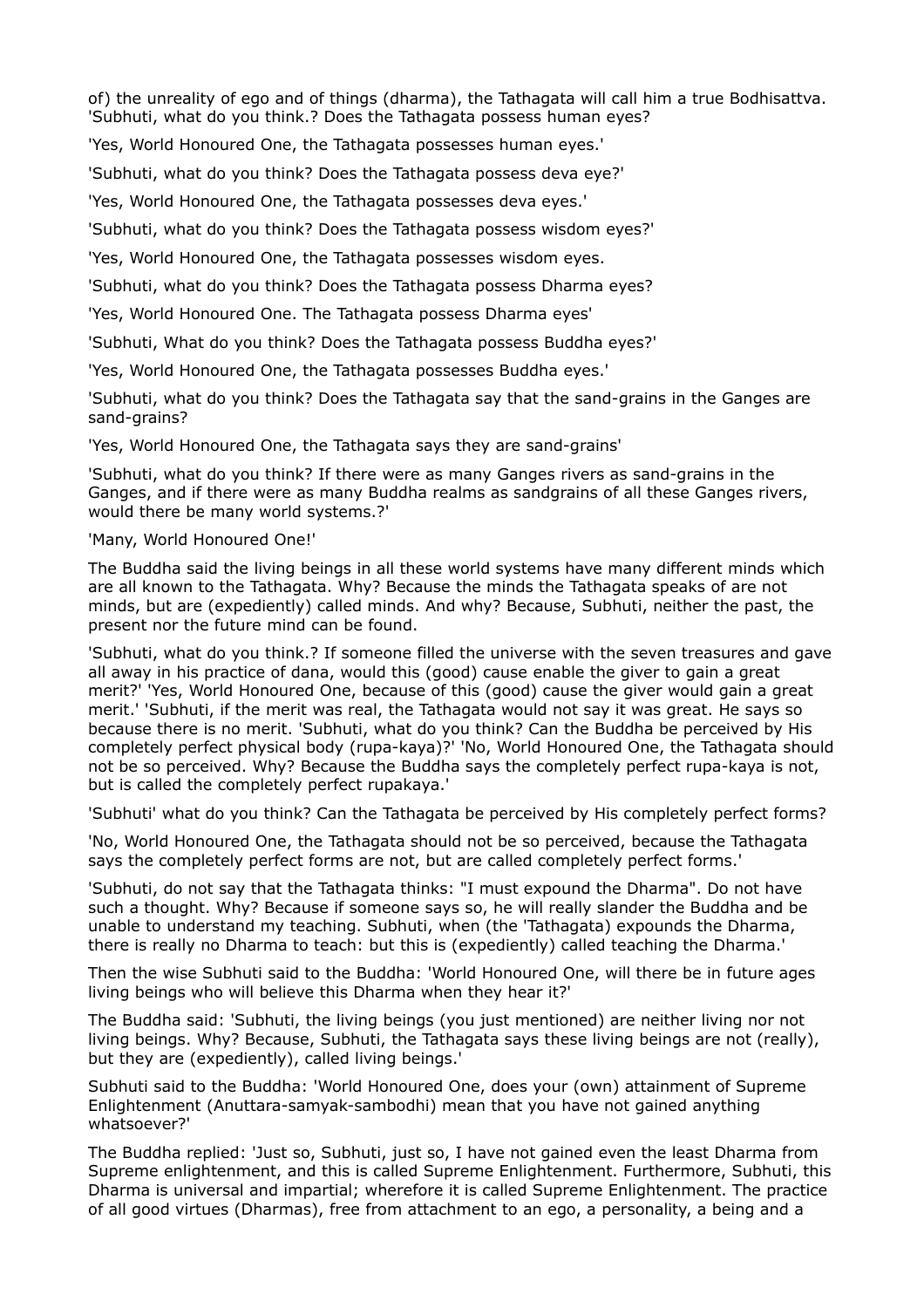of) the unreality of ego and of things (dharma), the Tathagata will call him a true Bodhisattva. 'Subhuti, what do you think.? Does the Tathagata possess human eyes?

'Yes, World Honoured One, the Tathagata possesses human eyes.'

'Subhuti, what do you think? Does the Tathagata possess deva eye?'

'Yes, World Honoured One, the Tathagata possesses deva eyes.'

'Subhuti, what do you think? Does the Tathagata possess wisdom eyes?'

'Yes, World Honoured One, the Tathagata possesses wisdom eyes.

'Subhuti, what do you think? Does the Tathagata possess Dharma eyes?

'Yes, World Honoured One. The Tathagata possess Dharma eyes'

'Subhuti, What do you think? Does the Tathagata possess Buddha eyes?'

'Yes, World Honoured One, the Tathagata possesses Buddha eyes.'

'Subhuti, what do you think? Does the Tathagata say that the sand-grains in the Ganges are sand-grains?

'Yes, World Honoured One, the Tathagata says they are sand-grains'

'Subhuti, what do you think? If there were as many Ganges rivers as sand-grains in the Ganges, and if there were as many Buddha realms as sandgrains of all these Ganges rivers, would there be many world systems.?'

'Many, World Honoured One!'

The Buddha said the living beings in all these world systems have many different minds which are all known to the Tathagata. Why? Because the minds the Tathagata speaks of are not minds, but are (expediently) called minds. And why? Because, Subhuti, neither the past, the present nor the future mind can be found.

'Subhuti, what do you think.? If someone filled the universe with the seven treasures and gave all away in his practice of dana, would this (good) cause enable the giver to gain a great merit?' 'Yes, World Honoured One, because of this (good) cause the giver would gain a great merit.' 'Subhuti, if the merit was real, the Tathagata would not say it was great. He says so because there is no merit. 'Subhuti, what do you think? Can the Buddha be perceived by His completely perfect physical body (rupa-kaya)?' 'No, World Honoured One, the Tathagata should not be so perceived. Why? Because the Buddha says the completely perfect rupa-kaya is not, but is called the completely perfect rupakaya.'

'Subhuti' what do you think? Can the Tathagata be perceived by His completely perfect forms?

'No, World Honoured One, the Tathagata should not be so perceived, because the Tathagata says the completely perfect forms are not, but are called completely perfect forms.'

'Subhuti, do not say that the Tathagata thinks: "I must expound the Dharma". Do not have such a thought. Why? Because if someone says so, he will really slander the Buddha and be unable to understand my teaching. Subhuti, when (the 'Tathagata) expounds the Dharma, there is really no Dharma to teach: but this is (expediently) called teaching the Dharma.'

Then the wise Subhuti said to the Buddha: 'World Honoured One, will there be in future ages living beings who will believe this Dharma when they hear it?'

The Buddha said: 'Subhuti, the living beings (you just mentioned) are neither living nor not living beings. Why? Because, Subhuti, the Tathagata says these living beings are not (really), but they are (expediently), called living beings.'

Subhuti said to the Buddha: 'World Honoured One, does your (own) attainment of Supreme Enlightenment (Anuttara-samyak-sambodhi) mean that you have not gained anything whatsoever?'

The Buddha replied: 'Just so, Subhuti, just so, I have not gained even the least Dharma from Supreme enlightenment, and this is called Supreme Enlightenment. Furthermore, Subhuti, this Dharma is universal and impartial; wherefore it is called Supreme Enlightenment. The practice of all good virtues (Dharmas), free from attachment to an ego, a personality, a being and a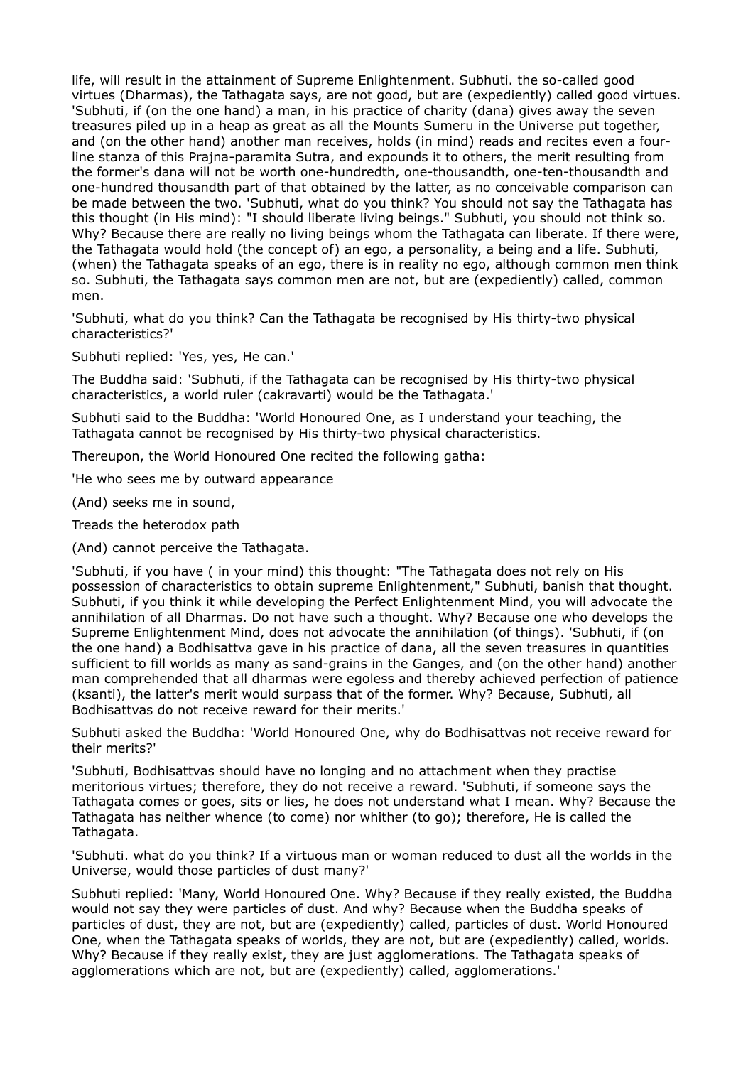life, will result in the attainment of Supreme Enlightenment. Subhuti. the so-called good virtues (Dharmas), the Tathagata says, are not good, but are (expediently) called good virtues. 'Subhuti, if (on the one hand) a man, in his practice of charity (dana) gives away the seven treasures piled up in a heap as great as all the Mounts Sumeru in the Universe put together, and (on the other hand) another man receives, holds (in mind) reads and recites even a four-line stanza of this Prajna-paramita Sutra, and expounds it to others, the merit resulting from the former's dana will not be worth one-hundredth, one-thousandth, one-ten-thousandth and one-hundred thousandth part of that obtained by the latter, as no conceivable comparison can be made between the two. 'Subhuti, what do you think? You should not say the Tathagata has this thought (in His mind): "I should liberate living beings." Subhuti, you should not think so. Why? Because there are really no living beings whom the Tathagata can liberate. If there were, the Tathagata would hold (the concept of) an ego, a personality, a being and a life. Subhuti, (when) the Tathagata speaks of an ego, there is in reality no ego, although common men think so. Subhuti, the Tathagata says common men are not, but are (expediently) called, common men.

'Subhuti, what do you think? Can the Tathagata be recognised by His thirty-two physical characteristics?'

Subhuti replied: 'Yes, yes, He can.'

The Buddha said: 'Subhuti, if the Tathagata can be recognised by His thirty-two physical characteristics, a world ruler (cakravarti) would be the Tathagata.'

Subhuti said to the Buddha: 'World Honoured One, as I understand your teaching, the Tathagata cannot be recognised by His thirty-two physical characteristics.

Thereupon, the World Honoured One recited the following gatha:

'He who sees me by outward appearance

(And) seeks me in sound,

Treads the heterodox path

(And) cannot perceive the Tathagata.

'Subhuti, if you have ( in your mind) this thought: "The Tathagata does not rely on His possession of characteristics to obtain supreme Enlightenment," Subhuti, banish that thought. Subhuti, if you think it while developing the Perfect Enlightenment Mind, you will advocate the annihilation of all Dharmas. Do not have such a thought. Why? Because one who develops the Supreme Enlightenment Mind, does not advocate the annihilation (of things). 'Subhuti, if (on the one hand) a Bodhisattva gave in his practice of dana, all the seven treasures in quantities sufficient to fill worlds as many as sand-grains in the Ganges, and (on the other hand) another man comprehended that all dharmas were egoless and thereby achieved perfection of patience (ksanti), the latter's merit would surpass that of the former. Why? Because, Subhuti, all Bodhisattvas do not receive reward for their merits.'

Subhuti asked the Buddha: 'World Honoured One, why do Bodhisattvas not receive reward for their merits?'

'Subhuti, Bodhisattvas should have no longing and no attachment when they practise meritorious virtues; therefore, they do not receive a reward. 'Subhuti, if someone says the Tathagata comes or goes, sits or lies, he does not understand what I mean. Why? Because the Tathagata has neither whence (to come) nor whither (to go); therefore, He is called the Tathagata.

'Subhuti. what do you think? If a virtuous man or woman reduced to dust all the worlds in the Universe, would those particles of dust many?'

Subhuti replied: 'Many, World Honoured One. Why? Because if they really existed, the Buddha would not say they were particles of dust. And why? Because when the Buddha speaks of particles of dust, they are not, but are (expediently) called, particles of dust. World Honoured One, when the Tathagata speaks of worlds, they are not, but are (expediently) called, worlds. Why? Because if they really exist, they are just agglomerations. The Tathagata speaks of agglomerations which are not, but are (expediently) called, agglomerations.'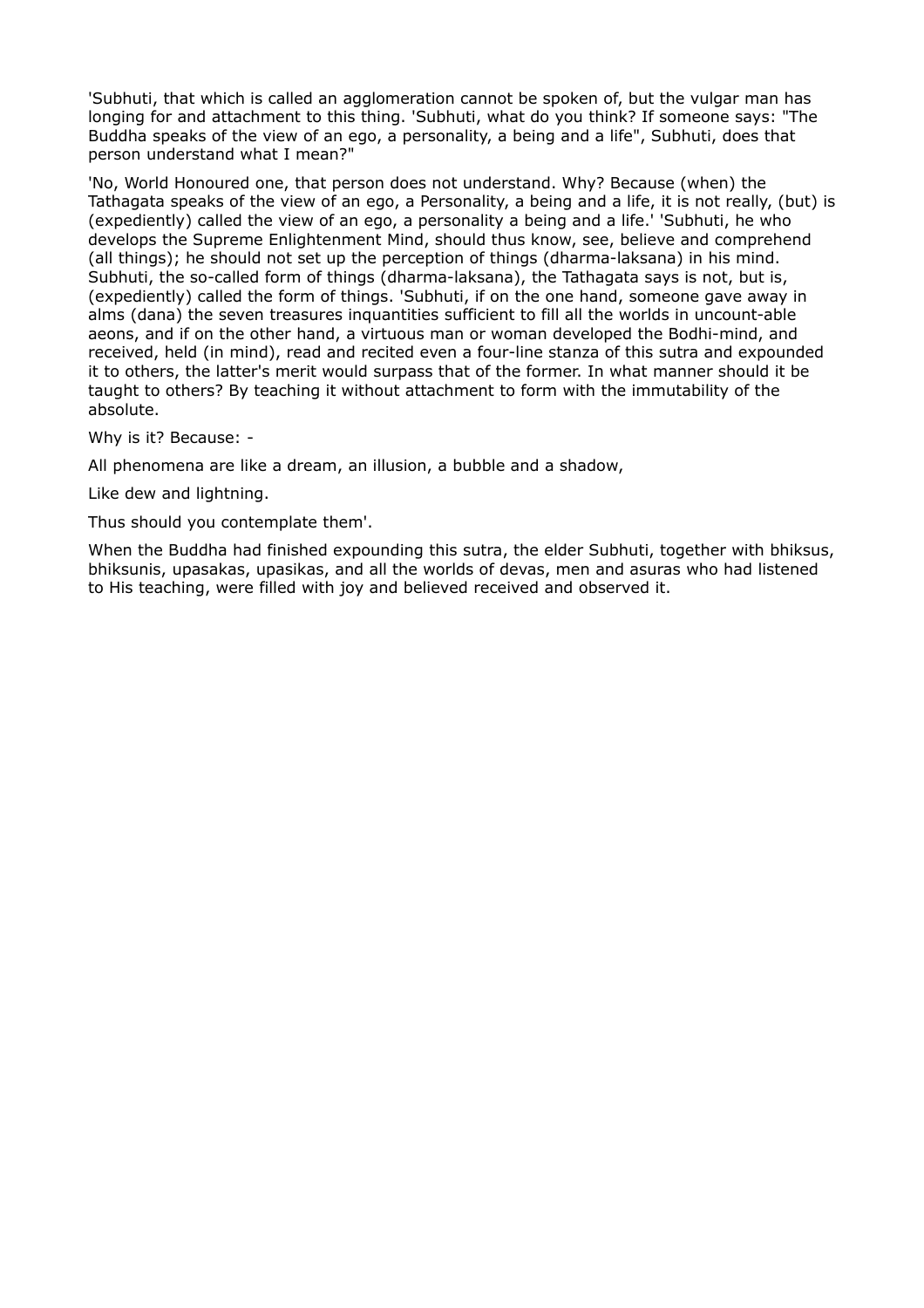'Subhuti, that which is called an agglomeration cannot be spoken of, but the vulgar man has longing for and attachment to this thing. 'Subhuti, what do you think? If someone says: "The Buddha speaks of the view of an ego, a personality, a being and a life", Subhuti, does that person understand what I mean?"

'No, World Honoured one, that person does not understand. Why? Because (when) the Tathagata speaks of the view of an ego, a Personality, a being and a life, it is not really, (but) is (expediently) called the view of an ego, a personality a being and a life.' 'Subhuti, he who develops the Supreme Enlightenment Mind, should thus know, see, believe and comprehend (all things); he should not set up the perception of things (dharma-laksana) in his mind. Subhuti, the so-called form of things (dharma-laksana), the Tathagata says is not, but is, (expediently) called the form of things. 'Subhuti, if on the one hand, someone gave away in alms (dana) the seven treasures inquantities sufficient to fill all the worlds in uncount-able aeons, and if on the other hand, a virtuous man or woman developed the Bodhi-mind, and received, held (in mind), read and recited even a four-line stanza of this sutra and expounded it to others, the latter's merit would surpass that of the former. In what manner should it be taught to others? By teaching it without attachment to form with the immutability of the absolute.

Why is it? Because: -

All phenomena are like a dream, an illusion, a bubble and a shadow,

Like dew and lightning.

Thus should you contemplate them'.

When the Buddha had finished expounding this sutra, the elder Subhuti, together with bhiksus, bhiksunis, upasakas, upasikas, and all the worlds of devas, men and asuras who had listened to His teaching, were filled with joy and believed received and observed it.